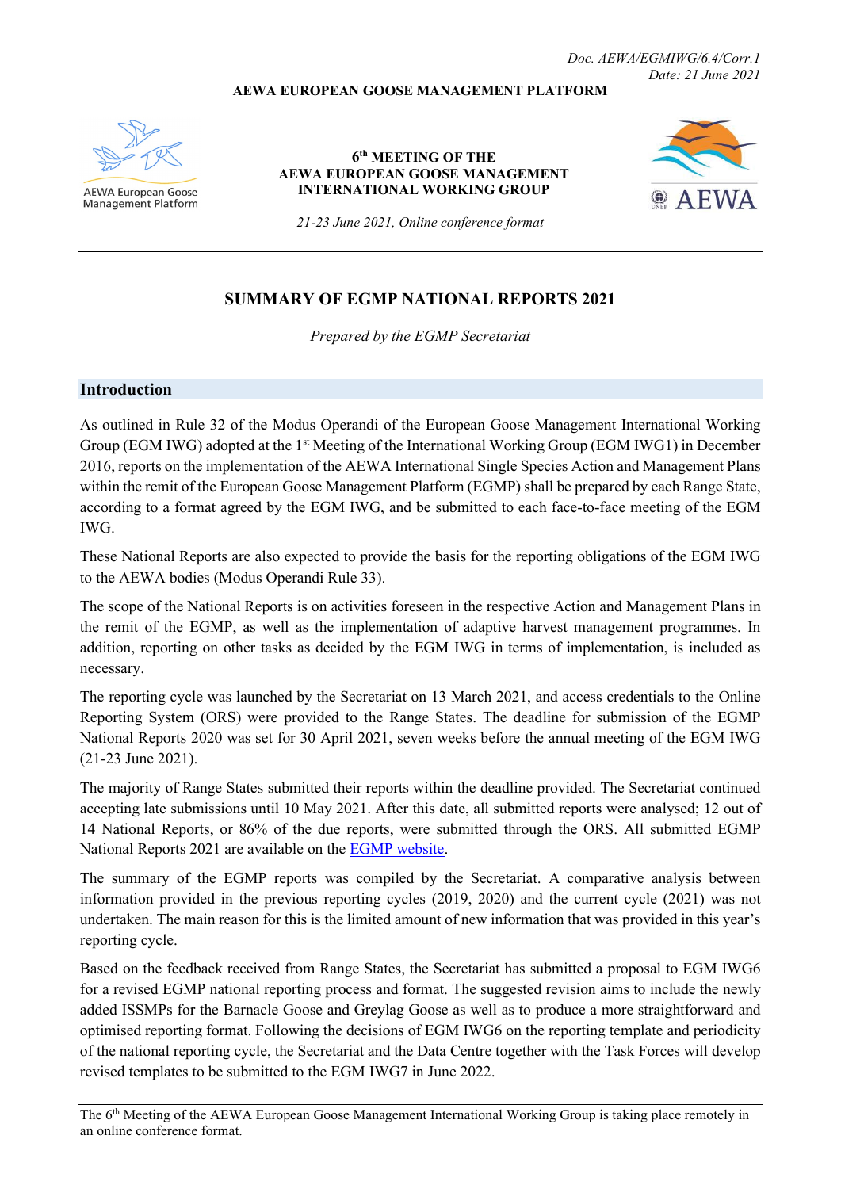*Doc. AEWA/EGMIWG/6.4/Corr.1*
*Date: 21 June 2021*

**AEWA EUROPEAN GOOSE MANAGEMENT PLATFORM**

AEWA European Goose Management Platform

**6th MEETING OF THE AEWA EUROPEAN GOOSE MANAGEMENT INTERNATIONAL WORKING GROUP**

*21-23 June 2021, Online conference format*

AEWA

# SUMMARY OF EGMP NATIONAL REPORTS 2021

*Prepared by the EGMP Secretariat*

## Introduction

As outlined in Rule 32 of the Modus Operandi of the European Goose Management International Working Group (EGM IWG) adopted at the 1st Meeting of the International Working Group (EGM IWG1) in December 2016, reports on the implementation of the AEWA International Single Species Action and Management Plans within the remit of the European Goose Management Platform (EGMP) shall be prepared by each Range State, according to a format agreed by the EGM IWG, and be submitted to each face-to-face meeting of the EGM IWG.

These National Reports are also expected to provide the basis for the reporting obligations of the EGM IWG to the AEWA bodies (Modus Operandi Rule 33).

The scope of the National Reports is on activities foreseen in the respective Action and Management Plans in the remit of the EGMP, as well as the implementation of adaptive harvest management programmes. In addition, reporting on other tasks as decided by the EGM IWG in terms of implementation, is included as necessary.

The reporting cycle was launched by the Secretariat on 13 March 2021, and access credentials to the Online Reporting System (ORS) were provided to the Range States. The deadline for submission of the EGMP National Reports 2020 was set for 30 April 2021, seven weeks before the annual meeting of the EGM IWG (21-23 June 2021).

The majority of Range States submitted their reports within the deadline provided. The Secretariat continued accepting late submissions until 10 May 2021. After this date, all submitted reports were analysed; 12 out of 14 National Reports, or 86% of the due reports, were submitted through the ORS. All submitted EGMP National Reports 2021 are available on the [EGMP website](EGMP website).

The summary of the EGMP reports was compiled by the Secretariat. A comparative analysis between information provided in the previous reporting cycles (2019, 2020) and the current cycle (2021) was not undertaken. The main reason for this is the limited amount of new information that was provided in this year's reporting cycle.

Based on the feedback received from Range States, the Secretariat has submitted a proposal to EGM IWG6 for a revised EGMP national reporting process and format. The suggested revision aims to include the newly added ISSMPs for the Barnacle Goose and Greylag Goose as well as to produce a more straightforward and optimised reporting format. Following the decisions of EGM IWG6 on the reporting template and periodicity of the national reporting cycle, the Secretariat and the Data Centre together with the Task Forces will develop revised templates to be submitted to the EGM IWG7 in June 2022.

The 6th Meeting of the AEWA European Goose Management International Working Group is taking place remotely in an online conference format.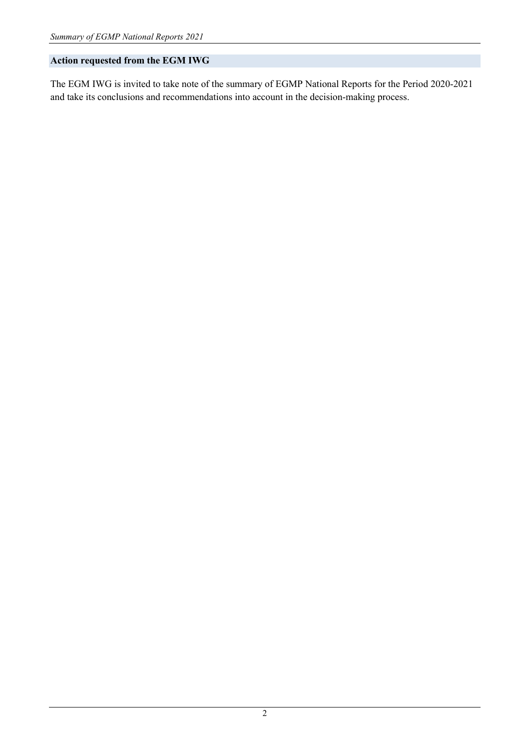## Action requested from the EGM IWG

The EGM IWG is invited to take note of the summary of EGMP National Reports for the Period 2020-2021 and take its conclusions and recommendations into account in the decision-making process.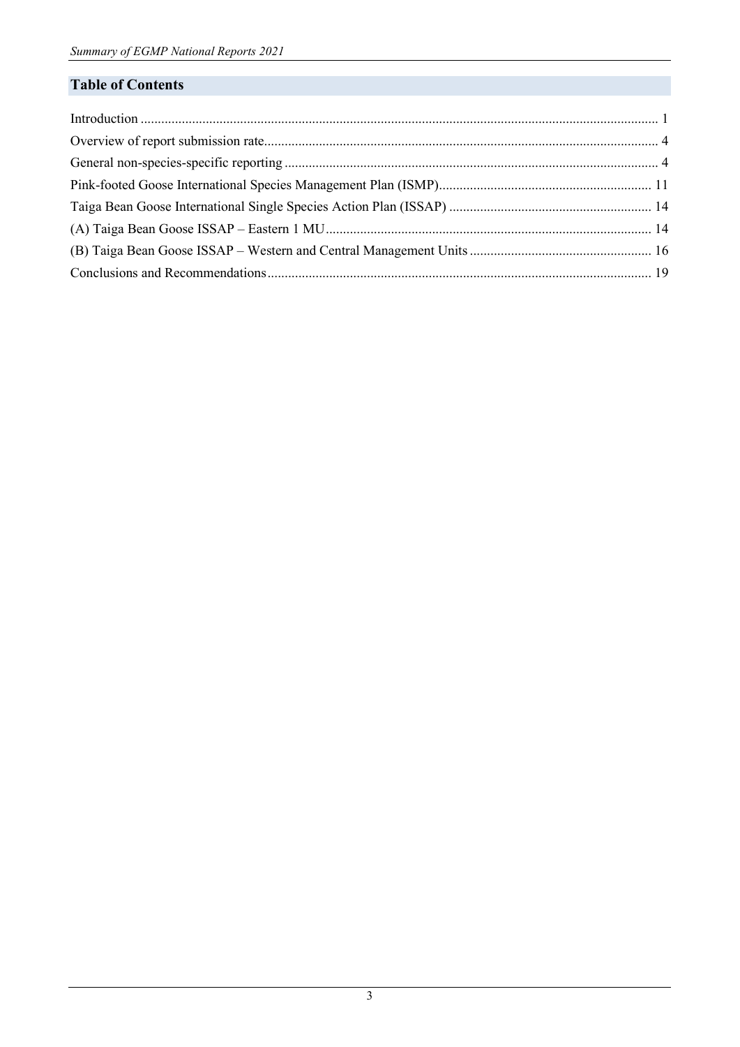## Table of Contents

Introduction ..... 1
Overview of report submission rate ..... 4
General non-species-specific reporting ..... 4
Pink-footed Goose International Species Management Plan (ISMP) ..... 11
Taiga Bean Goose International Single Species Action Plan (ISSAP) ..... 14
(A) Taiga Bean Goose ISSAP – Eastern 1 MU ..... 14
(B) Taiga Bean Goose ISSAP – Western and Central Management Units ..... 16
Conclusions and Recommendations ..... 19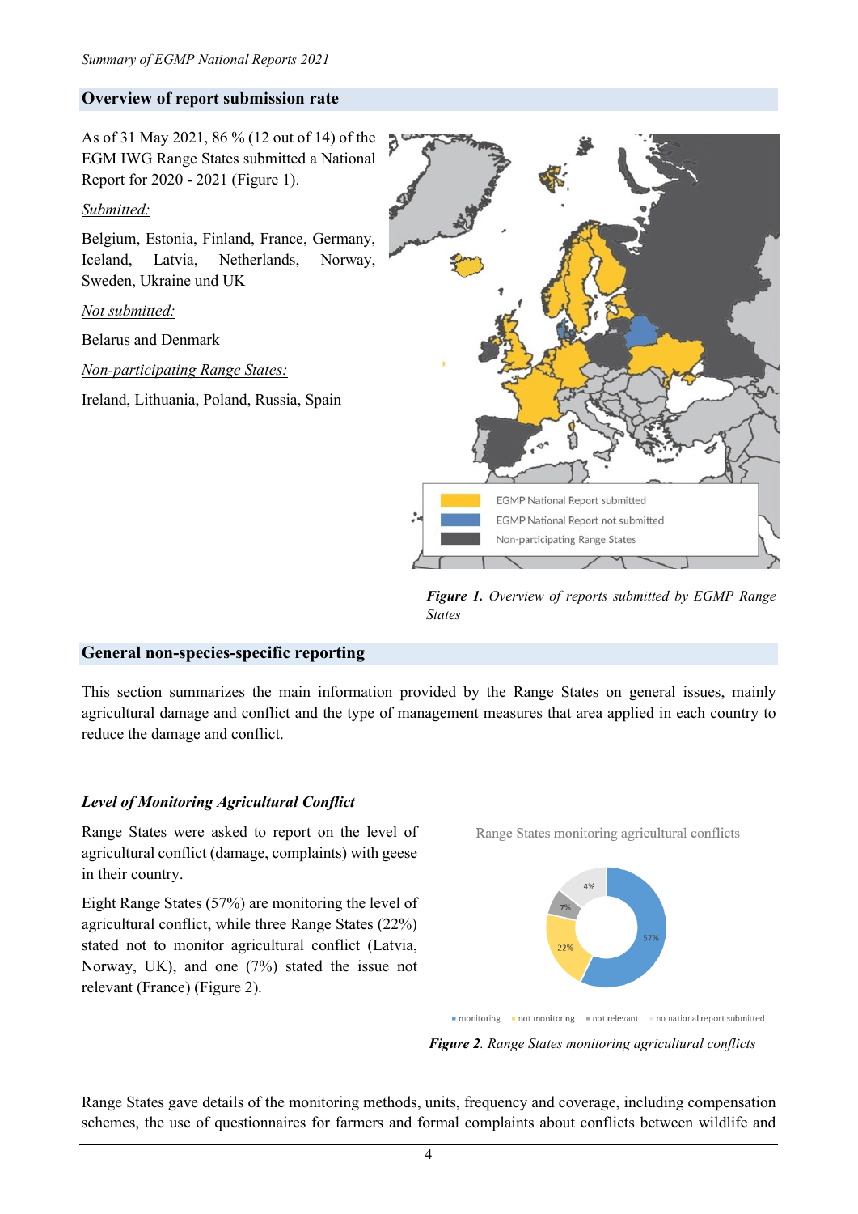## Overview of report submission rate

As of 31 May 2021, 86 % (12 out of 14) of the EGM IWG Range States submitted a National Report for 2020 - 2021 (Figure 1).

Submitted:

Belgium, Estonia, Finland, France, Germany, Iceland, Latvia, Netherlands, Norway, Sweden, Ukraine und UK

Not submitted:

Belarus and Denmark

Non-participating Range States:

Ireland, Lithuania, Poland, Russia, Spain

***Figure 1.*** *Overview of reports submitted by EGMP Range States*

## General non-species-specific reporting

This section summarizes the main information provided by the Range States on general issues, mainly agricultural damage and conflict and the type of management measures that area applied in each country to reduce the damage and conflict.

### *Level of Monitoring Agricultural Conflict*

Range States were asked to report on the level of agricultural conflict (damage, complaints) with geese in their country.

Eight Range States (57%) are monitoring the level of agricultural conflict, while three Range States (22%) stated not to monitor agricultural conflict (Latvia, Norway, UK), and one (7%) stated the issue not relevant (France) (Figure 2).

***Figure 2****. Range States monitoring agricultural conflicts*

Range States gave details of the monitoring methods, units, frequency and coverage, including compensation schemes, the use of questionnaires for farmers and formal complaints about conflicts between wildlife and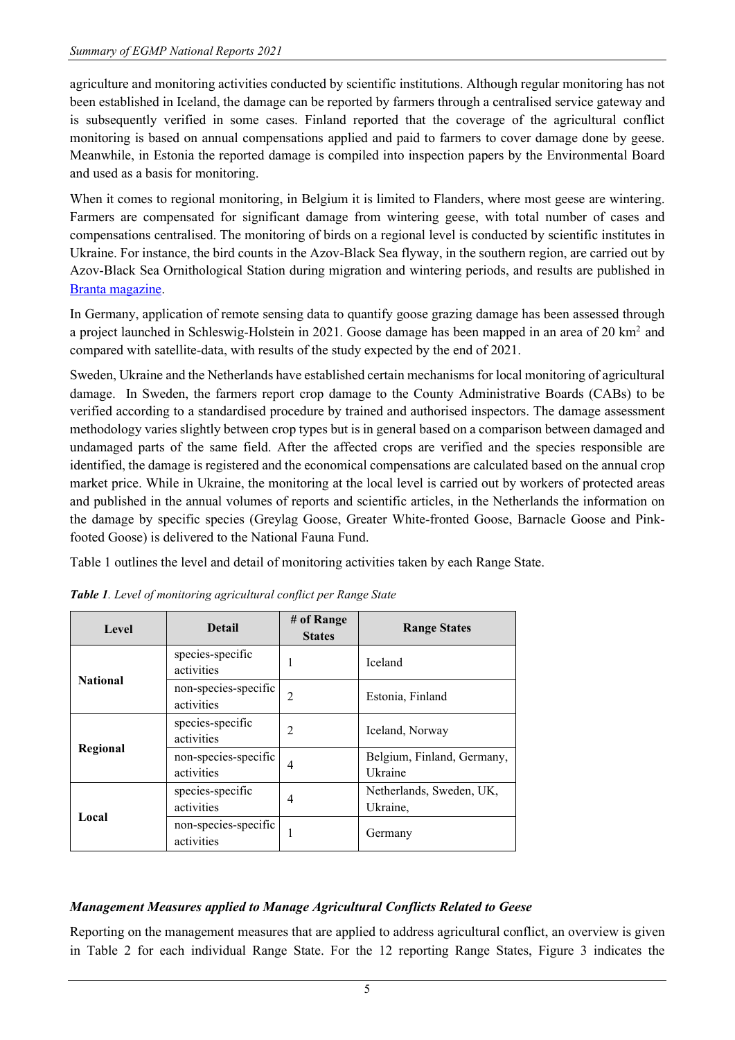agriculture and monitoring activities conducted by scientific institutions. Although regular monitoring has not been established in Iceland, the damage can be reported by farmers through a centralised service gateway and is subsequently verified in some cases. Finland reported that the coverage of the agricultural conflict monitoring is based on annual compensations applied and paid to farmers to cover damage done by geese. Meanwhile, in Estonia the reported damage is compiled into inspection papers by the Environmental Board and used as a basis for monitoring.

When it comes to regional monitoring, in Belgium it is limited to Flanders, where most geese are wintering. Farmers are compensated for significant damage from wintering geese, with total number of cases and compensations centralised. The monitoring of birds on a regional level is conducted by scientific institutes in Ukraine. For instance, the bird counts in the Azov-Black Sea flyway, in the southern region, are carried out by Azov-Black Sea Ornithological Station during migration and wintering periods, and results are published in Branta magazine.

In Germany, application of remote sensing data to quantify goose grazing damage has been assessed through a project launched in Schleswig-Holstein in 2021. Goose damage has been mapped in an area of 20 km$^2$ and compared with satellite-data, with results of the study expected by the end of 2021.

Sweden, Ukraine and the Netherlands have established certain mechanisms for local monitoring of agricultural damage. In Sweden, the farmers report crop damage to the County Administrative Boards (CABs) to be verified according to a standardised procedure by trained and authorised inspectors. The damage assessment methodology varies slightly between crop types but is in general based on a comparison between damaged and undamaged parts of the same field. After the affected crops are verified and the species responsible are identified, the damage is registered and the economical compensations are calculated based on the annual crop market price. While in Ukraine, the monitoring at the local level is carried out by workers of protected areas and published in the annual volumes of reports and scientific articles, in the Netherlands the information on the damage by specific species (Greylag Goose, Greater White-fronted Goose, Barnacle Goose and Pink-footed Goose) is delivered to the National Fauna Fund.

Table 1 outlines the level and detail of monitoring activities taken by each Range State.

***Table 1**. Level of monitoring agricultural conflict per Range State*

| Level | Detail | # of Range States | Range States |
|---|---|---|---|
| **National** | species-specific activities | 1 | Iceland |
| | non-species-specific activities | 2 | Estonia, Finland |
| **Regional** | species-specific activities | 2 | Iceland, Norway |
| | non-species-specific activities | 4 | Belgium, Finland, Germany, Ukraine |
| **Local** | species-specific activities | 4 | Netherlands, Sweden, UK, Ukraine, |
| | non-species-specific activities | 1 | Germany |

### *Management Measures applied to Manage Agricultural Conflicts Related to Geese*

Reporting on the management measures that are applied to address agricultural conflict, an overview is given in Table 2 for each individual Range State. For the 12 reporting Range States, Figure 3 indicates the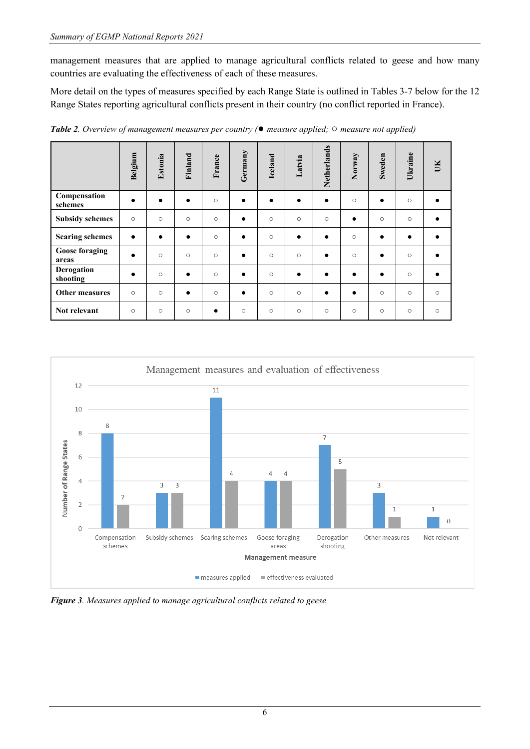management measures that are applied to manage agricultural conflicts related to geese and how many countries are evaluating the effectiveness of each of these measures.

More detail on the types of measures specified by each Range State is outlined in Tables 3-7 below for the 12 Range States reporting agricultural conflicts present in their country (no conflict reported in France).

***Table 2**. Overview of management measures per country (● measure applied; ○ measure not applied)*

| | Belgium | Estonia | Finland | France | Germany | Iceland | Latvia | Netherlands | Norway | Sweden | Ukraine | UK |
|---|---|---|---|---|---|---|---|---|---|---|---|---|
| **Compensation schemes** | ● | ● | ● | ○ | ● | ● | ● | ● | ○ | ● | ○ | ● |
| **Subsidy schemes** | ○ | ○ | ○ | ○ | ● | ○ | ○ | ○ | ● | ○ | ○ | ● |
| **Scaring schemes** | ● | ● | ● | ○ | ● | ○ | ● | ● | ○ | ● | ● | ● |
| **Goose foraging areas** | ● | ○ | ○ | ○ | ● | ○ | ○ | ● | ○ | ● | ○ | ● |
| **Derogation shooting** | ● | ○ | ● | ○ | ● | ○ | ● | ● | ● | ● | ○ | ● |
| **Other measures** | ○ | ○ | ● | ○ | ● | ○ | ○ | ● | ● | ○ | ○ | ○ |
| **Not relevant** | ○ | ○ | ○ | ● | ○ | ○ | ○ | ○ | ○ | ○ | ○ | ○ |

Management measures and evaluation of effectiveness

| Management measure | measures applied | effectiveness evaluated |
|---|---|---|
| Compensation schemes | 8 | 2 |
| Subsidy schemes | 3 | 3 |
| Scaring schemes | 11 | 4 |
| Goose foraging areas | 4 | 4 |
| Derogation shooting | 7 | 5 |
| Other measures | 3 | 1 |
| Not relevant | 1 | 0 |

***Figure 3**. Measures applied to manage agricultural conflicts related to geese*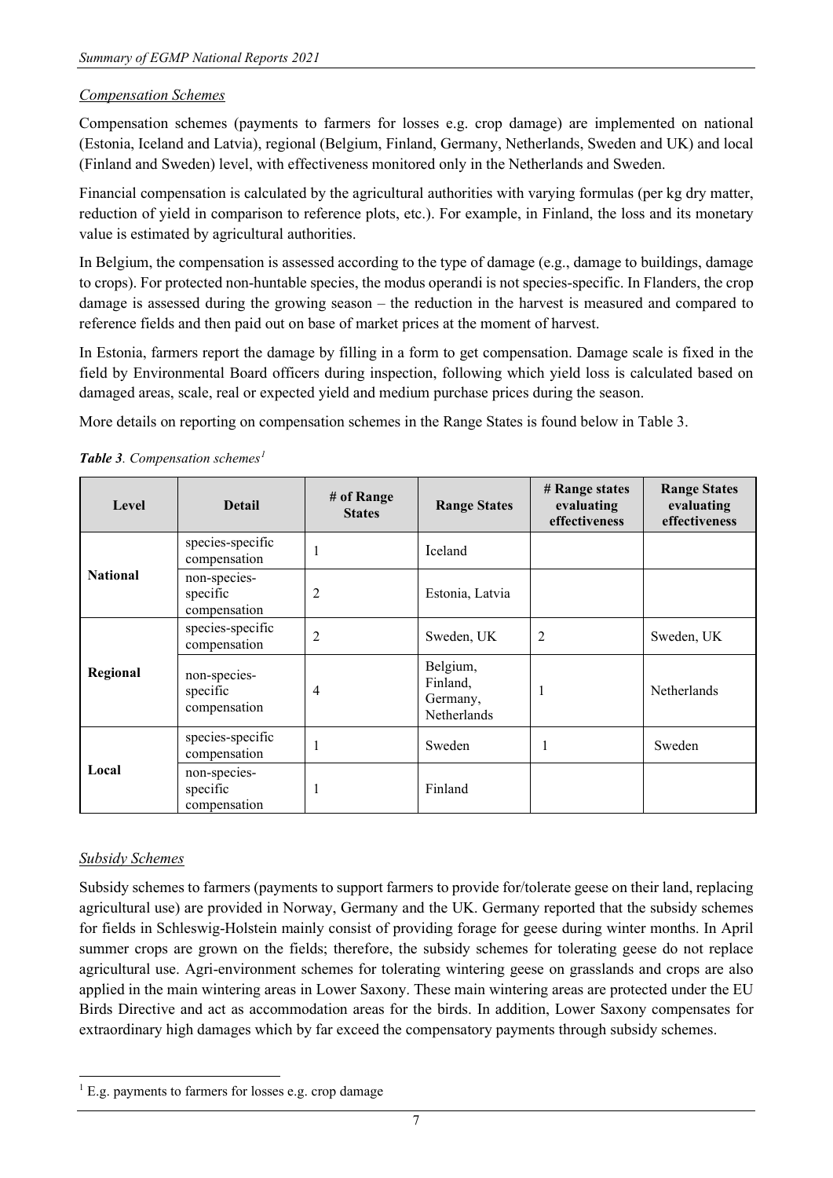*Compensation Schemes*

Compensation schemes (payments to farmers for losses e.g. crop damage) are implemented on national (Estonia, Iceland and Latvia), regional (Belgium, Finland, Germany, Netherlands, Sweden and UK) and local (Finland and Sweden) level, with effectiveness monitored only in the Netherlands and Sweden.

Financial compensation is calculated by the agricultural authorities with varying formulas (per kg dry matter, reduction of yield in comparison to reference plots, etc.). For example, in Finland, the loss and its monetary value is estimated by agricultural authorities.

In Belgium, the compensation is assessed according to the type of damage (e.g., damage to buildings, damage to crops). For protected non-huntable species, the modus operandi is not species-specific. In Flanders, the crop damage is assessed during the growing season – the reduction in the harvest is measured and compared to reference fields and then paid out on base of market prices at the moment of harvest.

In Estonia, farmers report the damage by filling in a form to get compensation. Damage scale is fixed in the field by Environmental Board officers during inspection, following which yield loss is calculated based on damaged areas, scale, real or expected yield and medium purchase prices during the season.

More details on reporting on compensation schemes in the Range States is found below in Table 3.

***Table 3**. Compensation schemes*[1]

| Level | Detail | # of Range States | Range States | # Range states evaluating effectiveness | Range States evaluating effectiveness |
|---|---|---|---|---|---|
| **National** | species-specific compensation | 1 | Iceland | | |
| | non-species-specific compensation | 2 | Estonia, Latvia | | |
| **Regional** | species-specific compensation | 2 | Sweden, UK | 2 | Sweden, UK |
| | non-species-specific compensation | 4 | Belgium, Finland, Germany, Netherlands | 1 | Netherlands |
| **Local** | species-specific compensation | 1 | Sweden | 1 | Sweden |
| | non-species-specific compensation | 1 | Finland | | |

*Subsidy Schemes*

Subsidy schemes to farmers (payments to support farmers to provide for/tolerate geese on their land, replacing agricultural use) are provided in Norway, Germany and the UK. Germany reported that the subsidy schemes for fields in Schleswig-Holstein mainly consist of providing forage for geese during winter months. In April summer crops are grown on the fields; therefore, the subsidy schemes for tolerating geese do not replace agricultural use. Agri-environment schemes for tolerating wintering geese on grasslands and crops are also applied in the main wintering areas in Lower Saxony. These main wintering areas are protected under the EU Birds Directive and act as accommodation areas for the birds. In addition, Lower Saxony compensates for extraordinary high damages which by far exceed the compensatory payments through subsidy schemes.

[1] E.g. payments to farmers for losses e.g. crop damage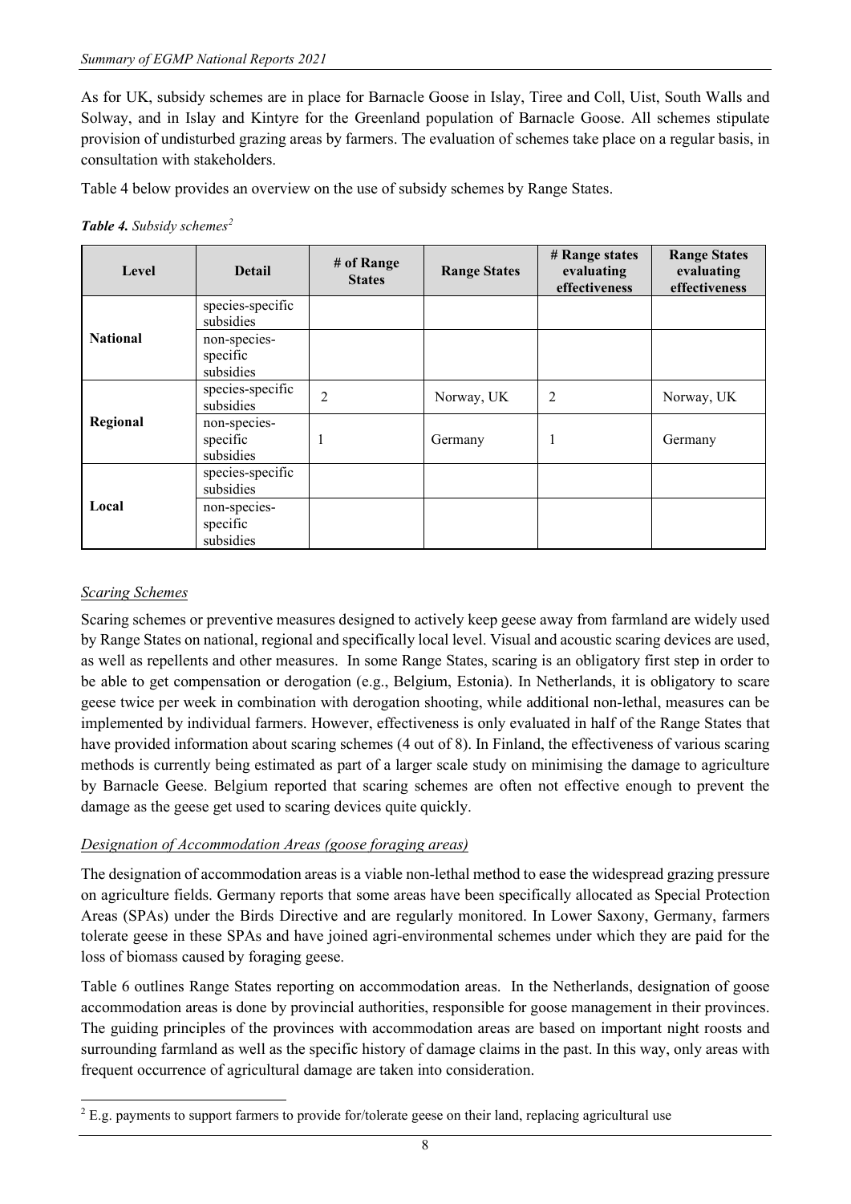As for UK, subsidy schemes are in place for Barnacle Goose in Islay, Tiree and Coll, Uist, South Walls and Solway, and in Islay and Kintyre for the Greenland population of Barnacle Goose. All schemes stipulate provision of undisturbed grazing areas by farmers. The evaluation of schemes take place on a regular basis, in consultation with stakeholders.

Table 4 below provides an overview on the use of subsidy schemes by Range States.

***Table 4.** Subsidy schemes*[2]

| Level | Detail | # of Range States | Range States | # Range states evaluating effectiveness | Range States evaluating effectiveness |
|---|---|---|---|---|---|
| **National** | species-specific subsidies | | | | |
| | non-species-specific subsidies | | | | |
| **Regional** | species-specific subsidies | 2 | Norway, UK | 2 | Norway, UK |
| | non-species-specific subsidies | 1 | Germany | 1 | Germany |
| **Local** | species-specific subsidies | | | | |
| | non-species-specific subsidies | | | | |

### *Scaring Schemes*

Scaring schemes or preventive measures designed to actively keep geese away from farmland are widely used by Range States on national, regional and specifically local level. Visual and acoustic scaring devices are used, as well as repellents and other measures. In some Range States, scaring is an obligatory first step in order to be able to get compensation or derogation (e.g., Belgium, Estonia). In Netherlands, it is obligatory to scare geese twice per week in combination with derogation shooting, while additional non-lethal, measures can be implemented by individual farmers. However, effectiveness is only evaluated in half of the Range States that have provided information about scaring schemes (4 out of 8). In Finland, the effectiveness of various scaring methods is currently being estimated as part of a larger scale study on minimising the damage to agriculture by Barnacle Geese. Belgium reported that scaring schemes are often not effective enough to prevent the damage as the geese get used to scaring devices quite quickly.

### *Designation of Accommodation Areas (goose foraging areas)*

The designation of accommodation areas is a viable non-lethal method to ease the widespread grazing pressure on agriculture fields. Germany reports that some areas have been specifically allocated as Special Protection Areas (SPAs) under the Birds Directive and are regularly monitored. In Lower Saxony, Germany, farmers tolerate geese in these SPAs and have joined agri-environmental schemes under which they are paid for the loss of biomass caused by foraging geese.

Table 6 outlines Range States reporting on accommodation areas. In the Netherlands, designation of goose accommodation areas is done by provincial authorities, responsible for goose management in their provinces. The guiding principles of the provinces with accommodation areas are based on important night roosts and surrounding farmland as well as the specific history of damage claims in the past. In this way, only areas with frequent occurrence of agricultural damage are taken into consideration.

[2] E.g. payments to support farmers to provide for/tolerate geese on their land, replacing agricultural use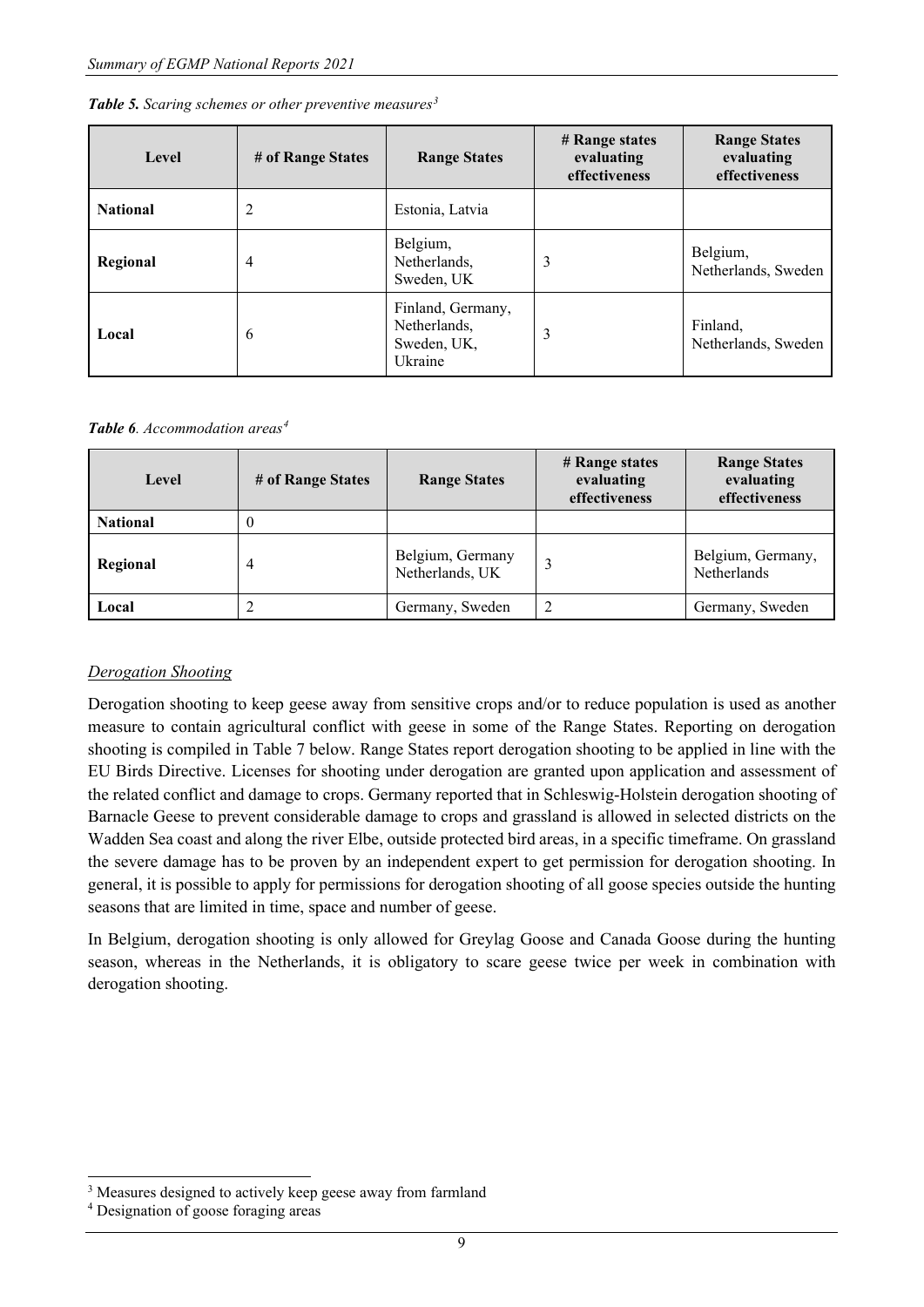***Table 5.** Scaring schemes or other preventive measures*[3]

| Level | # of Range States | Range States | # Range states evaluating effectiveness | Range States evaluating effectiveness |
|---|---|---|---|---|
| **National** | 2 | Estonia, Latvia | | |
| **Regional** | 4 | Belgium, Netherlands, Sweden, UK | 3 | Belgium, Netherlands, Sweden |
| **Local** | 6 | Finland, Germany, Netherlands, Sweden, UK, Ukraine | 3 | Finland, Netherlands, Sweden |

***Table 6**. Accommodation areas*[4]

| Level | # of Range States | Range States | # Range states evaluating effectiveness | Range States evaluating effectiveness |
|---|---|---|---|---|
| **National** | 0 | | | |
| **Regional** | 4 | Belgium, Germany Netherlands, UK | 3 | Belgium, Germany, Netherlands |
| **Local** | 2 | Germany, Sweden | 2 | Germany, Sweden |

*Derogation Shooting*

Derogation shooting to keep geese away from sensitive crops and/or to reduce population is used as another measure to contain agricultural conflict with geese in some of the Range States. Reporting on derogation shooting is compiled in Table 7 below. Range States report derogation shooting to be applied in line with the EU Birds Directive. Licenses for shooting under derogation are granted upon application and assessment of the related conflict and damage to crops. Germany reported that in Schleswig-Holstein derogation shooting of Barnacle Geese to prevent considerable damage to crops and grassland is allowed in selected districts on the Wadden Sea coast and along the river Elbe, outside protected bird areas, in a specific timeframe. On grassland the severe damage has to be proven by an independent expert to get permission for derogation shooting. In general, it is possible to apply for permissions for derogation shooting of all goose species outside the hunting seasons that are limited in time, space and number of geese.

In Belgium, derogation shooting is only allowed for Greylag Goose and Canada Goose during the hunting season, whereas in the Netherlands, it is obligatory to scare geese twice per week in combination with derogation shooting.

[3] Measures designed to actively keep geese away from farmland

[4] Designation of goose foraging areas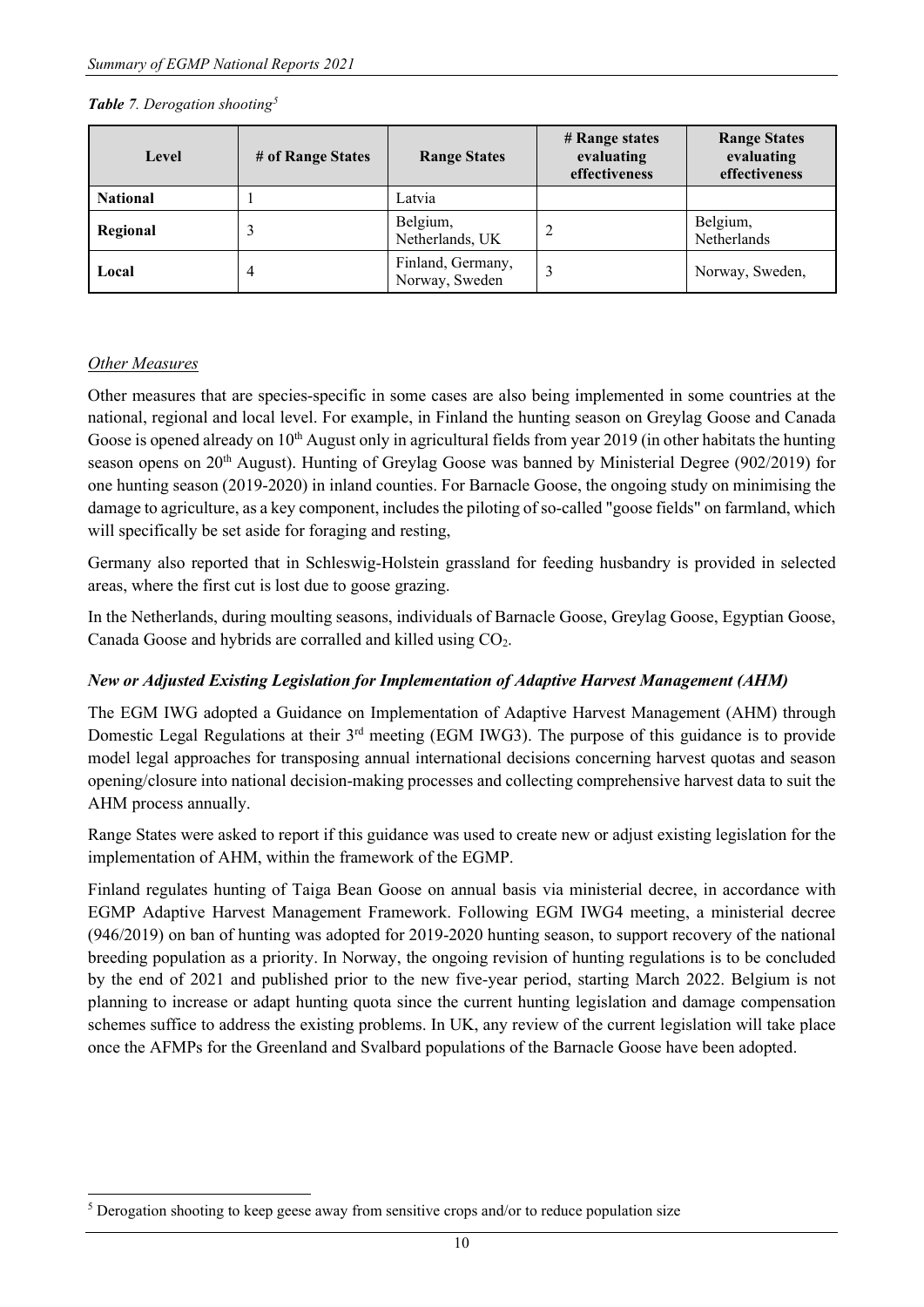*Table 7. Derogation shooting*[5]

| Level | # of Range States | Range States | # Range states evaluating effectiveness | Range States evaluating effectiveness |
|---|---|---|---|---|
| **National** | 1 | Latvia | | |
| **Regional** | 3 | Belgium, Netherlands, UK | 2 | Belgium, Netherlands |
| **Local** | 4 | Finland, Germany, Norway, Sweden | 3 | Norway, Sweden, |

*Other Measures*

Other measures that are species-specific in some cases are also being implemented in some countries at the national, regional and local level. For example, in Finland the hunting season on Greylag Goose and Canada Goose is opened already on 10th August only in agricultural fields from year 2019 (in other habitats the hunting season opens on 20th August). Hunting of Greylag Goose was banned by Ministerial Degree (902/2019) for one hunting season (2019-2020) in inland counties. For Barnacle Goose, the ongoing study on minimising the damage to agriculture, as a key component, includes the piloting of so-called "goose fields" on farmland, which will specifically be set aside for foraging and resting,

Germany also reported that in Schleswig-Holstein grassland for feeding husbandry is provided in selected areas, where the first cut is lost due to goose grazing.

In the Netherlands, during moulting seasons, individuals of Barnacle Goose, Greylag Goose, Egyptian Goose, Canada Goose and hybrids are corralled and killed using $CO_2$.

***New or Adjusted Existing Legislation for Implementation of Adaptive Harvest Management (AHM)***

The EGM IWG adopted a Guidance on Implementation of Adaptive Harvest Management (AHM) through Domestic Legal Regulations at their 3rd meeting (EGM IWG3). The purpose of this guidance is to provide model legal approaches for transposing annual international decisions concerning harvest quotas and season opening/closure into national decision-making processes and collecting comprehensive harvest data to suit the AHM process annually.

Range States were asked to report if this guidance was used to create new or adjust existing legislation for the implementation of AHM, within the framework of the EGMP.

Finland regulates hunting of Taiga Bean Goose on annual basis via ministerial decree, in accordance with EGMP Adaptive Harvest Management Framework. Following EGM IWG4 meeting, a ministerial decree (946/2019) on ban of hunting was adopted for 2019-2020 hunting season, to support recovery of the national breeding population as a priority. In Norway, the ongoing revision of hunting regulations is to be concluded by the end of 2021 and published prior to the new five-year period, starting March 2022. Belgium is not planning to increase or adapt hunting quota since the current hunting legislation and damage compensation schemes suffice to address the existing problems. In UK, any review of the current legislation will take place once the AFMPs for the Greenland and Svalbard populations of the Barnacle Goose have been adopted.

[5] Derogation shooting to keep geese away from sensitive crops and/or to reduce population size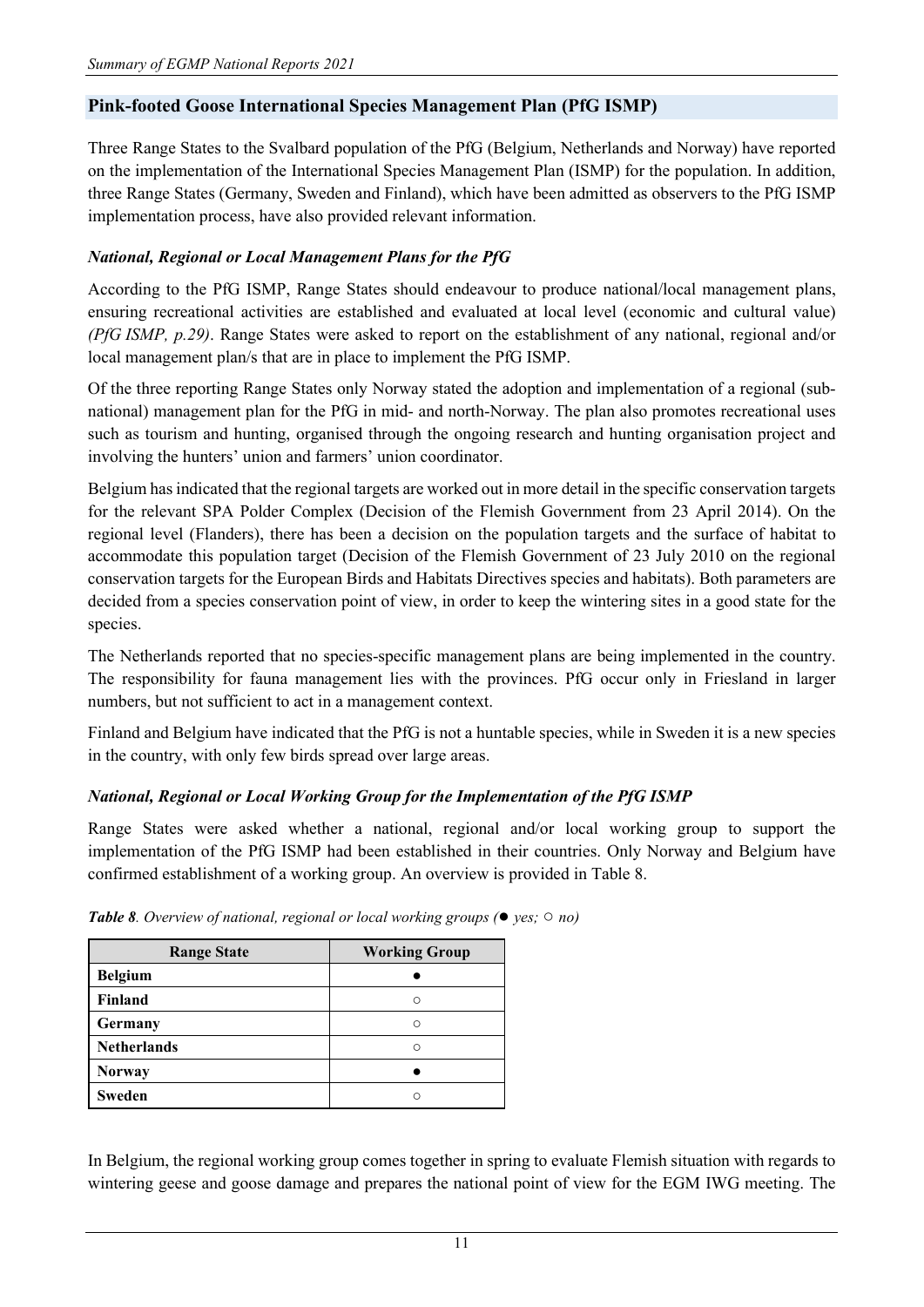## Pink-footed Goose International Species Management Plan (PfG ISMP)

Three Range States to the Svalbard population of the PfG (Belgium, Netherlands and Norway) have reported on the implementation of the International Species Management Plan (ISMP) for the population. In addition, three Range States (Germany, Sweden and Finland), which have been admitted as observers to the PfG ISMP implementation process, have also provided relevant information.

### *National, Regional or Local Management Plans for the PfG*

According to the PfG ISMP, Range States should endeavour to produce national/local management plans, ensuring recreational activities are established and evaluated at local level (economic and cultural value) *(PfG ISMP, p.29)*. Range States were asked to report on the establishment of any national, regional and/or local management plan/s that are in place to implement the PfG ISMP.

Of the three reporting Range States only Norway stated the adoption and implementation of a regional (sub-national) management plan for the PfG in mid- and north-Norway. The plan also promotes recreational uses such as tourism and hunting, organised through the ongoing research and hunting organisation project and involving the hunters' union and farmers' union coordinator.

Belgium has indicated that the regional targets are worked out in more detail in the specific conservation targets for the relevant SPA Polder Complex (Decision of the Flemish Government from 23 April 2014). On the regional level (Flanders), there has been a decision on the population targets and the surface of habitat to accommodate this population target (Decision of the Flemish Government of 23 July 2010 on the regional conservation targets for the European Birds and Habitats Directives species and habitats). Both parameters are decided from a species conservation point of view, in order to keep the wintering sites in a good state for the species.

The Netherlands reported that no species-specific management plans are being implemented in the country. The responsibility for fauna management lies with the provinces. PfG occur only in Friesland in larger numbers, but not sufficient to act in a management context.

Finland and Belgium have indicated that the PfG is not a huntable species, while in Sweden it is a new species in the country, with only few birds spread over large areas.

### *National, Regional or Local Working Group for the Implementation of the PfG ISMP*

Range States were asked whether a national, regional and/or local working group to support the implementation of the PfG ISMP had been established in their countries. Only Norway and Belgium have confirmed establishment of a working group. An overview is provided in Table 8.

***Table 8**. Overview of national, regional or local working groups (● yes; ○ no)*

| Range State | Working Group |
|---|---|
| **Belgium** | ● |
| **Finland** | ○ |
| **Germany** | ○ |
| **Netherlands** | ○ |
| **Norway** | ● |
| **Sweden** | ○ |

In Belgium, the regional working group comes together in spring to evaluate Flemish situation with regards to wintering geese and goose damage and prepares the national point of view for the EGM IWG meeting. The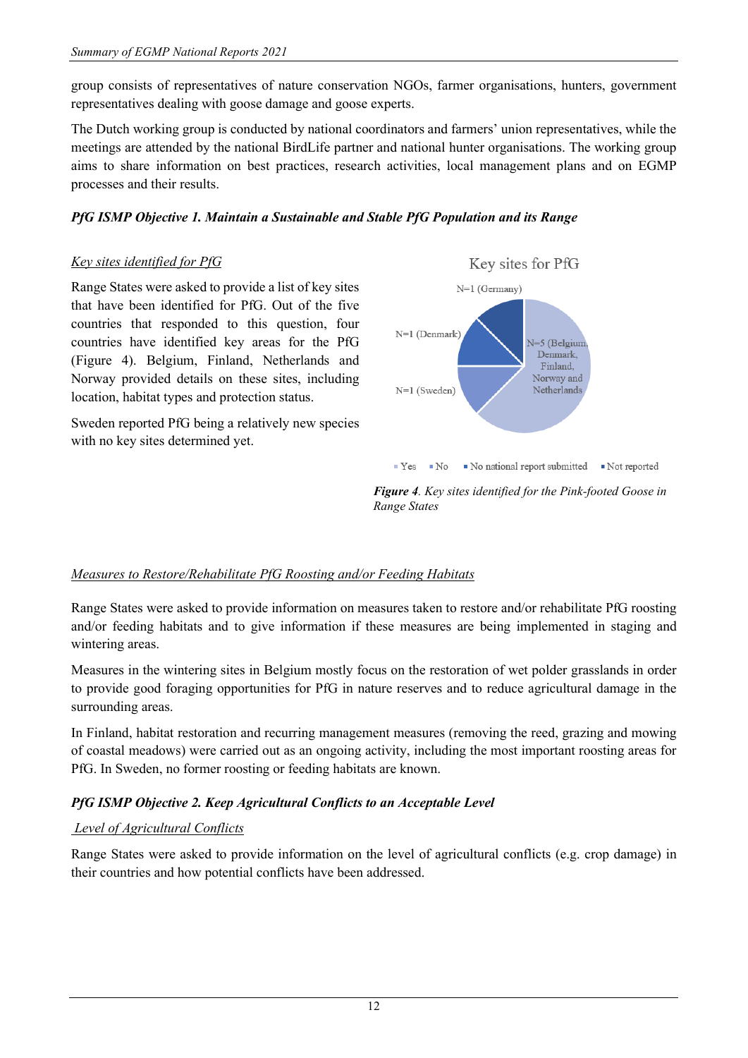group consists of representatives of nature conservation NGOs, farmer organisations, hunters, government representatives dealing with goose damage and goose experts.

The Dutch working group is conducted by national coordinators and farmers' union representatives, while the meetings are attended by the national BirdLife partner and national hunter organisations. The working group aims to share information on best practices, research activities, local management plans and on EGMP processes and their results.

### *PfG ISMP Objective 1. Maintain a Sustainable and Stable PfG Population and its Range*

#### Key sites identified for PfG

Range States were asked to provide a list of key sites that have been identified for PfG. Out of the five countries that responded to this question, four countries have identified key areas for the PfG (Figure 4). Belgium, Finland, Netherlands and Norway provided details on these sites, including location, habitat types and protection status.

Sweden reported PfG being a relatively new species with no key sites determined yet.

Key sites for PfG

N=5 (Belgium, Denmark, Finland, Norway and Netherlands)
N=1 (Sweden)
N=1 (Denmark)
N=1 (Germany)

Yes · No · No national report submitted · Not reported

***Figure 4**. Key sites identified for the Pink-footed Goose in Range States*

#### Measures to Restore/Rehabilitate PfG Roosting and/or Feeding Habitats

Range States were asked to provide information on measures taken to restore and/or rehabilitate PfG roosting and/or feeding habitats and to give information if these measures are being implemented in staging and wintering areas.

Measures in the wintering sites in Belgium mostly focus on the restoration of wet polder grasslands in order to provide good foraging opportunities for PfG in nature reserves and to reduce agricultural damage in the surrounding areas.

In Finland, habitat restoration and recurring management measures (removing the reed, grazing and mowing of coastal meadows) were carried out as an ongoing activity, including the most important roosting areas for PfG. In Sweden, no former roosting or feeding habitats are known.

### *PfG ISMP Objective 2. Keep Agricultural Conflicts to an Acceptable Level*

#### Level of Agricultural Conflicts

Range States were asked to provide information on the level of agricultural conflicts (e.g. crop damage) in their countries and how potential conflicts have been addressed.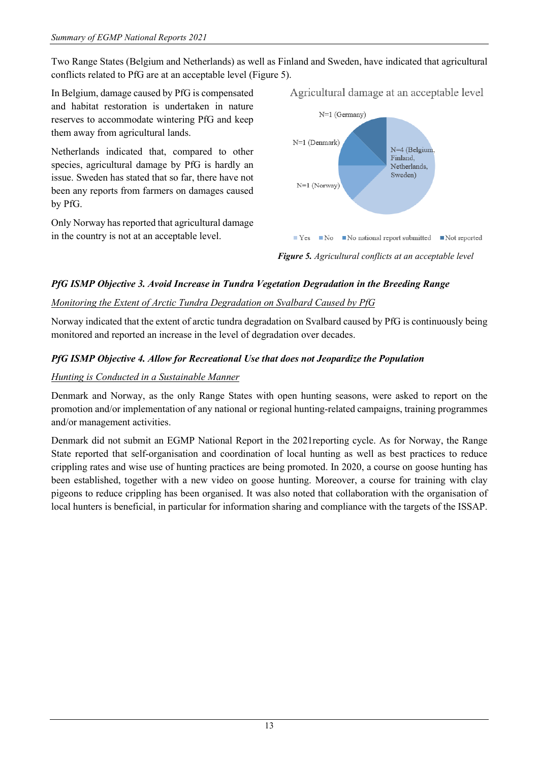Two Range States (Belgium and Netherlands) as well as Finland and Sweden, have indicated that agricultural conflicts related to PfG are at an acceptable level (Figure 5).

In Belgium, damage caused by PfG is compensated and habitat restoration is undertaken in nature reserves to accommodate wintering PfG and keep them away from agricultural lands.

Netherlands indicated that, compared to other species, agricultural damage by PfG is hardly an issue. Sweden has stated that so far, there have not been any reports from farmers on damages caused by PfG.

Only Norway has reported that agricultural damage in the country is not at an acceptable level.

Agricultural damage at an acceptable level

N=1 (Germany)

N=1 (Denmark)

N=4 (Belgium, Finland, Netherlands, Sweden)

N=1 (Norway)

Yes No No national report submitted Not reported

***Figure 5.*** *Agricultural conflicts at an acceptable level*

### *PfG ISMP Objective 3. Avoid Increase in Tundra Vegetation Degradation in the Breeding Range*

*Monitoring the Extent of Arctic Tundra Degradation on Svalbard Caused by PfG*

Norway indicated that the extent of arctic tundra degradation on Svalbard caused by PfG is continuously being monitored and reported an increase in the level of degradation over decades.

### *PfG ISMP Objective 4. Allow for Recreational Use that does not Jeopardize the Population*

*Hunting is Conducted in a Sustainable Manner*

Denmark and Norway, as the only Range States with open hunting seasons, were asked to report on the promotion and/or implementation of any national or regional hunting-related campaigns, training programmes and/or management activities.

Denmark did not submit an EGMP National Report in the 2021reporting cycle. As for Norway, the Range State reported that self-organisation and coordination of local hunting as well as best practices to reduce crippling rates and wise use of hunting practices are being promoted. In 2020, a course on goose hunting has been established, together with a new video on goose hunting. Moreover, a course for training with clay pigeons to reduce crippling has been organised. It was also noted that collaboration with the organisation of local hunters is beneficial, in particular for information sharing and compliance with the targets of the ISSAP.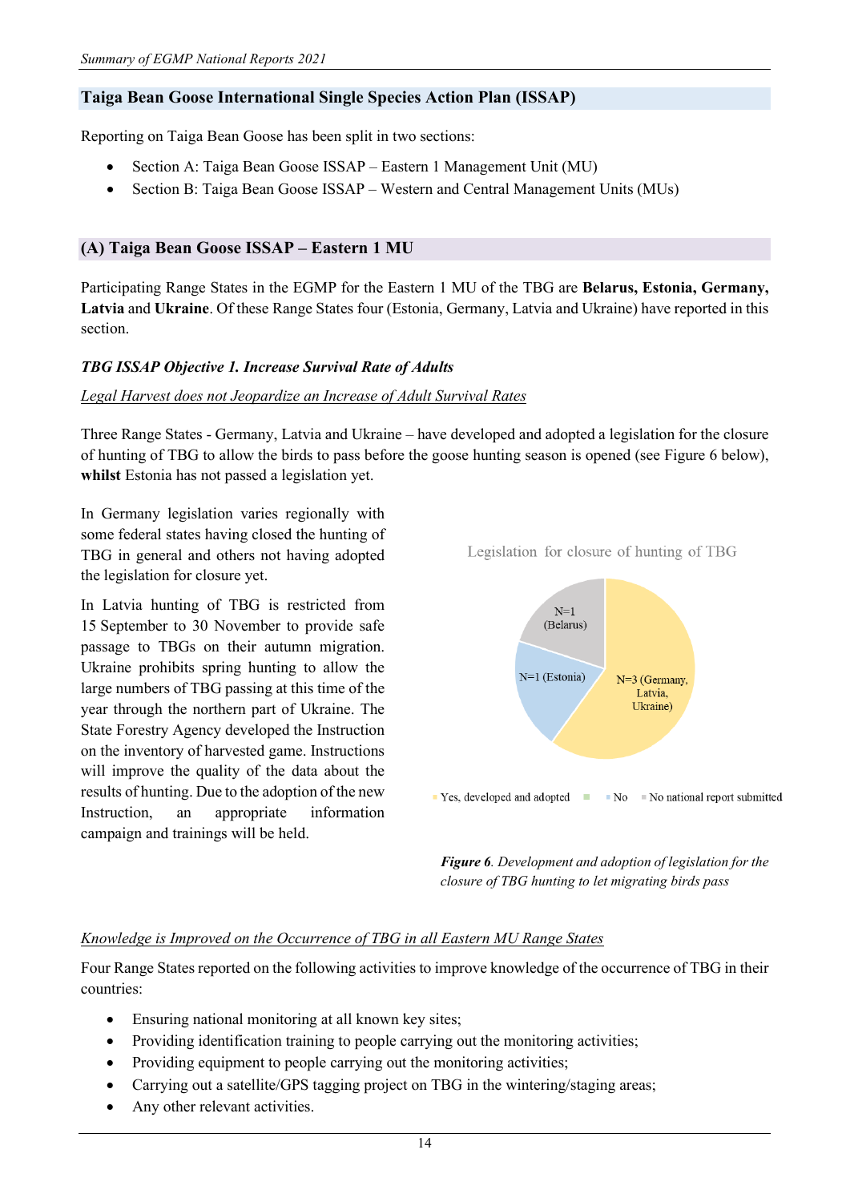## Taiga Bean Goose International Single Species Action Plan (ISSAP)

Reporting on Taiga Bean Goose has been split in two sections:

- Section A: Taiga Bean Goose ISSAP – Eastern 1 Management Unit (MU)
- Section B: Taiga Bean Goose ISSAP – Western and Central Management Units (MUs)

### (A) Taiga Bean Goose ISSAP – Eastern 1 MU

Participating Range States in the EGMP for the Eastern 1 MU of the TBG are **Belarus, Estonia, Germany, Latvia** and **Ukraine**. Of these Range States four (Estonia, Germany, Latvia and Ukraine) have reported in this section.

#### *TBG ISSAP Objective 1. Increase Survival Rate of Adults*

<u>Legal Harvest does not Jeopardize an Increase of Adult Survival Rates</u>

Three Range States - Germany, Latvia and Ukraine – have developed and adopted a legislation for the closure of hunting of TBG to allow the birds to pass before the goose hunting season is opened (see Figure 6 below), **whilst** Estonia has not passed a legislation yet.

In Germany legislation varies regionally with some federal states having closed the hunting of TBG in general and others not having adopted the legislation for closure yet.

In Latvia hunting of TBG is restricted from 15 September to 30 November to provide safe passage to TBGs on their autumn migration. Ukraine prohibits spring hunting to allow the large numbers of TBG passing at this time of the year through the northern part of Ukraine. The State Forestry Agency developed the Instruction on the inventory of harvested game. Instructions will improve the quality of the data about the results of hunting. Due to the adoption of the new Instruction, an appropriate information campaign and trainings will be held.

Legislation for closure of hunting of TBG

N=3 (Germany, Latvia, Ukraine)
N=1 (Estonia)
N=1 (Belarus)

Yes, developed and adopted | No | No national report submitted

*Figure 6. Development and adoption of legislation for the closure of TBG hunting to let migrating birds pass*

<u>Knowledge is Improved on the Occurrence of TBG in all Eastern MU Range States</u>

Four Range States reported on the following activities to improve knowledge of the occurrence of TBG in their countries:

- Ensuring national monitoring at all known key sites;
- Providing identification training to people carrying out the monitoring activities;
- Providing equipment to people carrying out the monitoring activities;
- Carrying out a satellite/GPS tagging project on TBG in the wintering/staging areas;
- Any other relevant activities.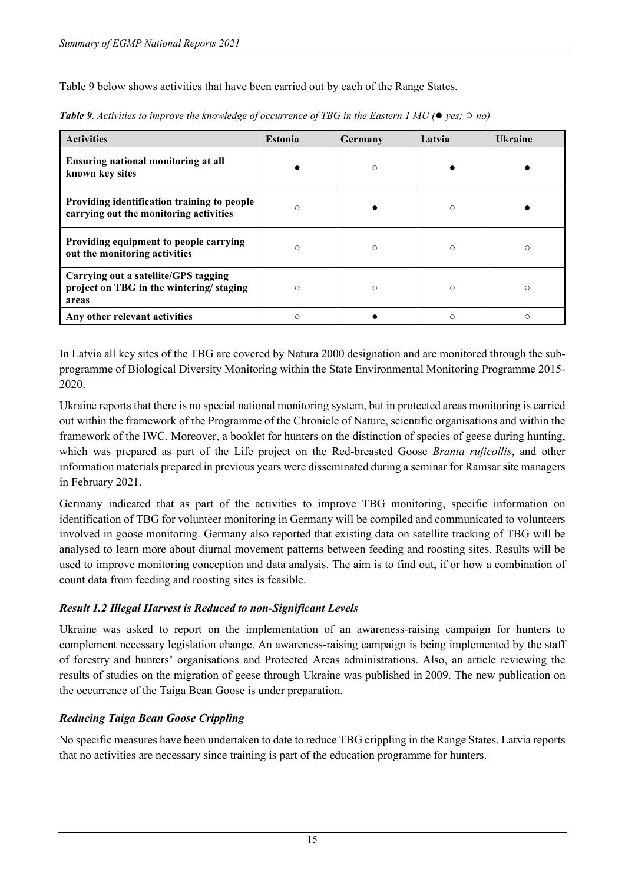Table 9 below shows activities that have been carried out by each of the Range States.

***Table 9**. Activities to improve the knowledge of occurrence of TBG in the Eastern 1 MU (● yes; ○ no)*

| Activities | Estonia | Germany | Latvia | Ukraine |
|---|---|---|---|---|
| **Ensuring national monitoring at all known key sites** | ● | ○ | ● | ● |
| **Providing identification training to people carrying out the monitoring activities** | ○ | ● | ○ | ● |
| **Providing equipment to people carrying out the monitoring activities** | ○ | ○ | ○ | ○ |
| **Carrying out a satellite/GPS tagging project on TBG in the wintering/ staging areas** | ○ | ○ | ○ | ○ |
| **Any other relevant activities** | ○ | ● | ○ | ○ |

In Latvia all key sites of the TBG are covered by Natura 2000 designation and are monitored through the sub-programme of Biological Diversity Monitoring within the State Environmental Monitoring Programme 2015-2020.

Ukraine reports that there is no special national monitoring system, but in protected areas monitoring is carried out within the framework of the Programme of the Chronicle of Nature, scientific organisations and within the framework of the IWC. Moreover, a booklet for hunters on the distinction of species of geese during hunting, which was prepared as part of the Life project on the Red-breasted Goose *Branta ruficollis*, and other information materials prepared in previous years were disseminated during a seminar for Ramsar site managers in February 2021.

Germany indicated that as part of the activities to improve TBG monitoring, specific information on identification of TBG for volunteer monitoring in Germany will be compiled and communicated to volunteers involved in goose monitoring. Germany also reported that existing data on satellite tracking of TBG will be analysed to learn more about diurnal movement patterns between feeding and roosting sites. Results will be used to improve monitoring conception and data analysis. The aim is to find out, if or how a combination of count data from feeding and roosting sites is feasible.

### *Result 1.2 Illegal Harvest is Reduced to non-Significant Levels*

Ukraine was asked to report on the implementation of an awareness-raising campaign for hunters to complement necessary legislation change. An awareness-raising campaign is being implemented by the staff of forestry and hunters' organisations and Protected Areas administrations. Also, an article reviewing the results of studies on the migration of geese through Ukraine was published in 2009. The new publication on the occurrence of the Taiga Bean Goose is under preparation.

### *Reducing Taiga Bean Goose Crippling*

No specific measures have been undertaken to date to reduce TBG crippling in the Range States. Latvia reports that no activities are necessary since training is part of the education programme for hunters.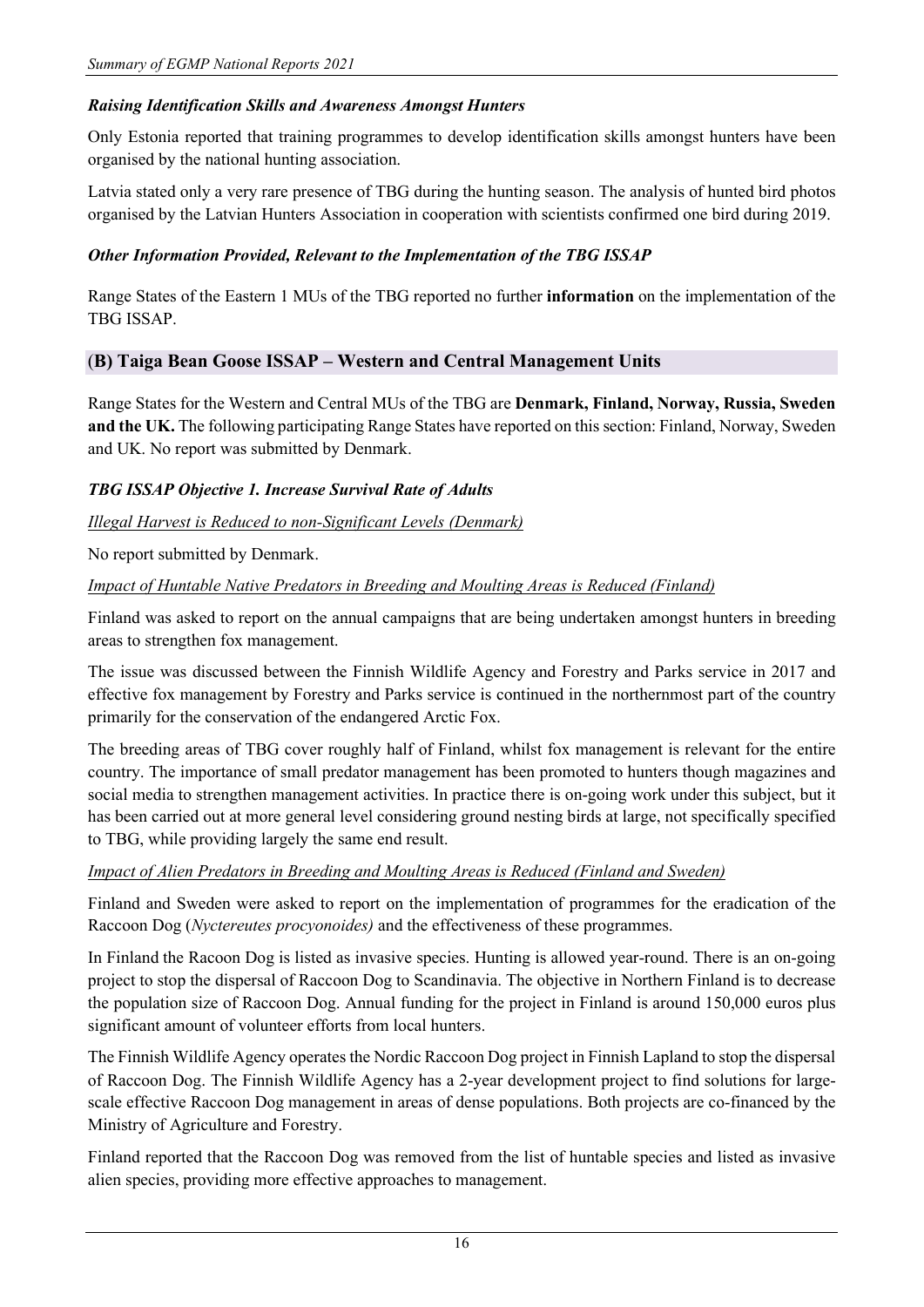### *Raising Identification Skills and Awareness Amongst Hunters*

Only Estonia reported that training programmes to develop identification skills amongst hunters have been organised by the national hunting association.

Latvia stated only a very rare presence of TBG during the hunting season. The analysis of hunted bird photos organised by the Latvian Hunters Association in cooperation with scientists confirmed one bird during 2019.

### *Other Information Provided, Relevant to the Implementation of the TBG ISSAP*

Range States of the Eastern 1 MUs of the TBG reported no further **information** on the implementation of the TBG ISSAP.

## (**B) Taiga Bean Goose ISSAP – Western and Central Management Units**

Range States for the Western and Central MUs of the TBG are **Denmark, Finland, Norway, Russia, Sweden and the UK.** The following participating Range States have reported on this section: Finland, Norway, Sweden and UK. No report was submitted by Denmark.

### *TBG ISSAP Objective 1. Increase Survival Rate of Adults*

*Illegal Harvest is Reduced to non-Significant Levels (Denmark)*

No report submitted by Denmark.

*Impact of Huntable Native Predators in Breeding and Moulting Areas is Reduced (Finland)*

Finland was asked to report on the annual campaigns that are being undertaken amongst hunters in breeding areas to strengthen fox management.

The issue was discussed between the Finnish Wildlife Agency and Forestry and Parks service in 2017 and effective fox management by Forestry and Parks service is continued in the northernmost part of the country primarily for the conservation of the endangered Arctic Fox.

The breeding areas of TBG cover roughly half of Finland, whilst fox management is relevant for the entire country. The importance of small predator management has been promoted to hunters though magazines and social media to strengthen management activities. In practice there is on-going work under this subject, but it has been carried out at more general level considering ground nesting birds at large, not specifically specified to TBG, while providing largely the same end result.

*Impact of Alien Predators in Breeding and Moulting Areas is Reduced (Finland and Sweden)*

Finland and Sweden were asked to report on the implementation of programmes for the eradication of the Raccoon Dog (*Nyctereutes procyonoides)* and the effectiveness of these programmes.

In Finland the Racoon Dog is listed as invasive species. Hunting is allowed year-round. There is an on-going project to stop the dispersal of Raccoon Dog to Scandinavia. The objective in Northern Finland is to decrease the population size of Raccoon Dog. Annual funding for the project in Finland is around 150,000 euros plus significant amount of volunteer efforts from local hunters.

The Finnish Wildlife Agency operates the Nordic Raccoon Dog project in Finnish Lapland to stop the dispersal of Raccoon Dog. The Finnish Wildlife Agency has a 2-year development project to find solutions for large-scale effective Raccoon Dog management in areas of dense populations. Both projects are co-financed by the Ministry of Agriculture and Forestry.

Finland reported that the Raccoon Dog was removed from the list of huntable species and listed as invasive alien species, providing more effective approaches to management.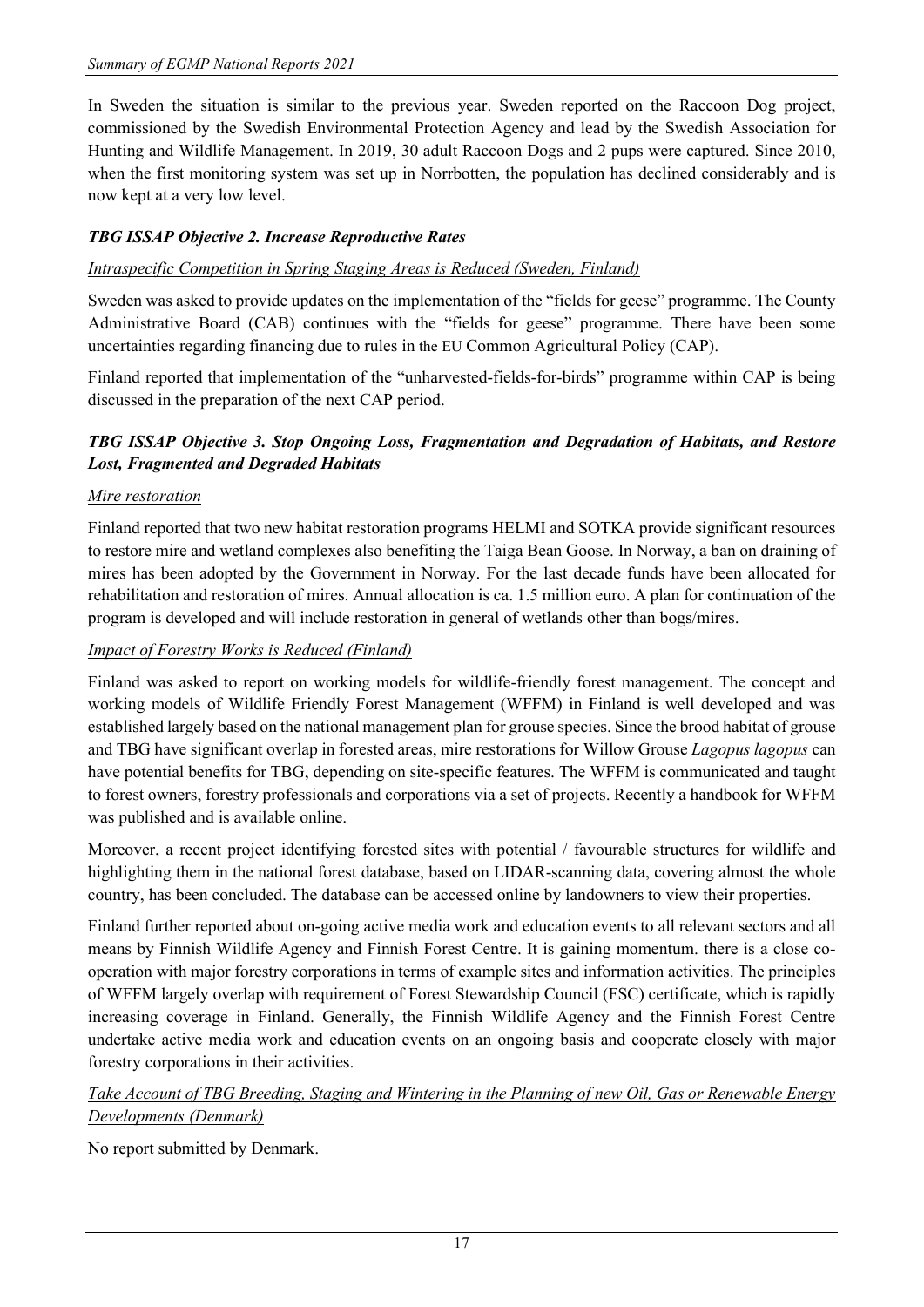In Sweden the situation is similar to the previous year. Sweden reported on the Raccoon Dog project, commissioned by the Swedish Environmental Protection Agency and lead by the Swedish Association for Hunting and Wildlife Management. In 2019, 30 adult Raccoon Dogs and 2 pups were captured. Since 2010, when the first monitoring system was set up in Norrbotten, the population has declined considerably and is now kept at a very low level.

### *TBG ISSAP Objective 2. Increase Reproductive Rates*

*Intraspecific Competition in Spring Staging Areas is Reduced (Sweden, Finland)*

Sweden was asked to provide updates on the implementation of the "fields for geese" programme. The County Administrative Board (CAB) continues with the "fields for geese" programme. There have been some uncertainties regarding financing due to rules in the EU Common Agricultural Policy (CAP).

Finland reported that implementation of the "unharvested-fields-for-birds" programme within CAP is being discussed in the preparation of the next CAP period.

### *TBG ISSAP Objective 3. Stop Ongoing Loss, Fragmentation and Degradation of Habitats, and Restore Lost, Fragmented and Degraded Habitats*

*Mire restoration*

Finland reported that two new habitat restoration programs HELMI and SOTKA provide significant resources to restore mire and wetland complexes also benefiting the Taiga Bean Goose. In Norway, a ban on draining of mires has been adopted by the Government in Norway. For the last decade funds have been allocated for rehabilitation and restoration of mires. Annual allocation is ca. 1.5 million euro. A plan for continuation of the program is developed and will include restoration in general of wetlands other than bogs/mires.

*Impact of Forestry Works is Reduced (Finland)*

Finland was asked to report on working models for wildlife-friendly forest management. The concept and working models of Wildlife Friendly Forest Management (WFFM) in Finland is well developed and was established largely based on the national management plan for grouse species. Since the brood habitat of grouse and TBG have significant overlap in forested areas, mire restorations for Willow Grouse *Lagopus lagopus* can have potential benefits for TBG, depending on site-specific features. The WFFM is communicated and taught to forest owners, forestry professionals and corporations via a set of projects. Recently a handbook for WFFM was published and is available online.

Moreover, a recent project identifying forested sites with potential / favourable structures for wildlife and highlighting them in the national forest database, based on LIDAR-scanning data, covering almost the whole country, has been concluded. The database can be accessed online by landowners to view their properties.

Finland further reported about on-going active media work and education events to all relevant sectors and all means by Finnish Wildlife Agency and Finnish Forest Centre. It is gaining momentum. there is a close co-operation with major forestry corporations in terms of example sites and information activities. The principles of WFFM largely overlap with requirement of Forest Stewardship Council (FSC) certificate, which is rapidly increasing coverage in Finland. Generally, the Finnish Wildlife Agency and the Finnish Forest Centre undertake active media work and education events on an ongoing basis and cooperate closely with major forestry corporations in their activities.

*Take Account of TBG Breeding, Staging and Wintering in the Planning of new Oil, Gas or Renewable Energy Developments (Denmark)*

No report submitted by Denmark.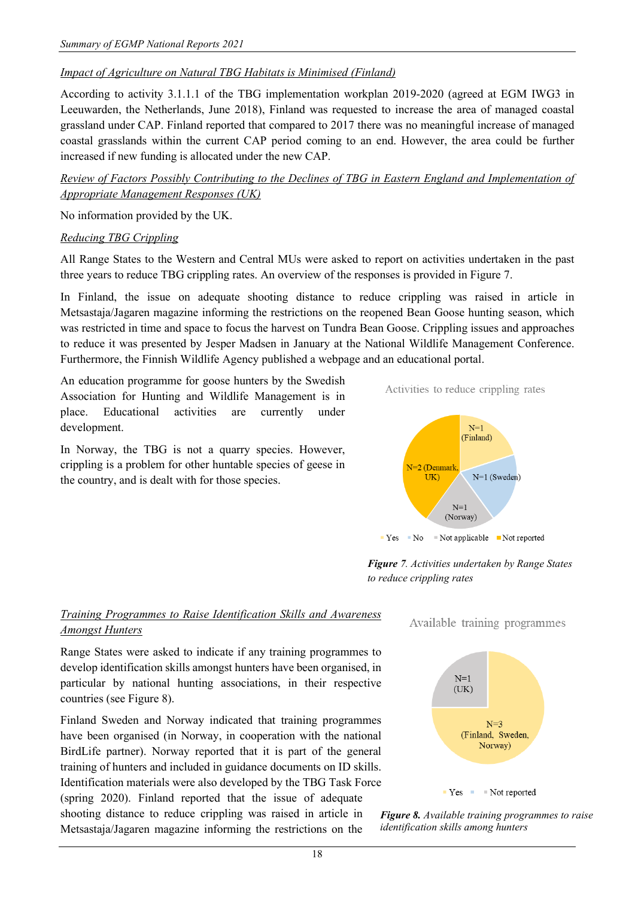*Impact of Agriculture on Natural TBG Habitats is Minimised (Finland)*

According to activity 3.1.1.1 of the TBG implementation workplan 2019-2020 (agreed at EGM IWG3 in Leeuwarden, the Netherlands, June 2018), Finland was requested to increase the area of managed coastal grassland under CAP. Finland reported that compared to 2017 there was no meaningful increase of managed coastal grasslands within the current CAP period coming to an end. However, the area could be further increased if new funding is allocated under the new CAP.

*Review of Factors Possibly Contributing to the Declines of TBG in Eastern England and Implementation of Appropriate Management Responses (UK)*

No information provided by the UK.

*Reducing TBG Crippling*

All Range States to the Western and Central MUs were asked to report on activities undertaken in the past three years to reduce TBG crippling rates. An overview of the responses is provided in Figure 7.

In Finland, the issue on adequate shooting distance to reduce crippling was raised in article in Metsastaja/Jagaren magazine informing the restrictions on the reopened Bean Goose hunting season, which was restricted in time and space to focus the harvest on Tundra Bean Goose. Crippling issues and approaches to reduce it was presented by Jesper Madsen in January at the National Wildlife Management Conference. Furthermore, the Finnish Wildlife Agency published a webpage and an educational portal.

An education programme for goose hunters by the Swedish Association for Hunting and Wildlife Management is in place. Educational activities are currently under development.

In Norway, the TBG is not a quarry species. However, crippling is a problem for other huntable species of geese in the country, and is dealt with for those species.

Activities to reduce crippling rates

N=1 (Finland) | N=1 (Sweden) | N=1 (Norway) | N=2 (Denmark, UK)

Yes | No | Not applicable | Not reported

***Figure** 7. Activities undertaken by Range States to reduce crippling rates*

*Training Programmes to Raise Identification Skills and Awareness Amongst Hunters*

Range States were asked to indicate if any training programmes to develop identification skills amongst hunters have been organised, in particular by national hunting associations, in their respective countries (see Figure 8).

Finland Sweden and Norway indicated that training programmes have been organised (in Norway, in cooperation with the national BirdLife partner). Norway reported that it is part of the general training of hunters and included in guidance documents on ID skills. Identification materials were also developed by the TBG Task Force (spring 2020). Finland reported that the issue of adequate shooting distance to reduce crippling was raised in article in Metsastaja/Jagaren magazine informing the restrictions on the

Available training programmes

N=1 (UK) | N=3 (Finland, Sweden, Norway)

Yes | Not reported

***Figure 8.** Available training programmes to raise identification skills among hunters*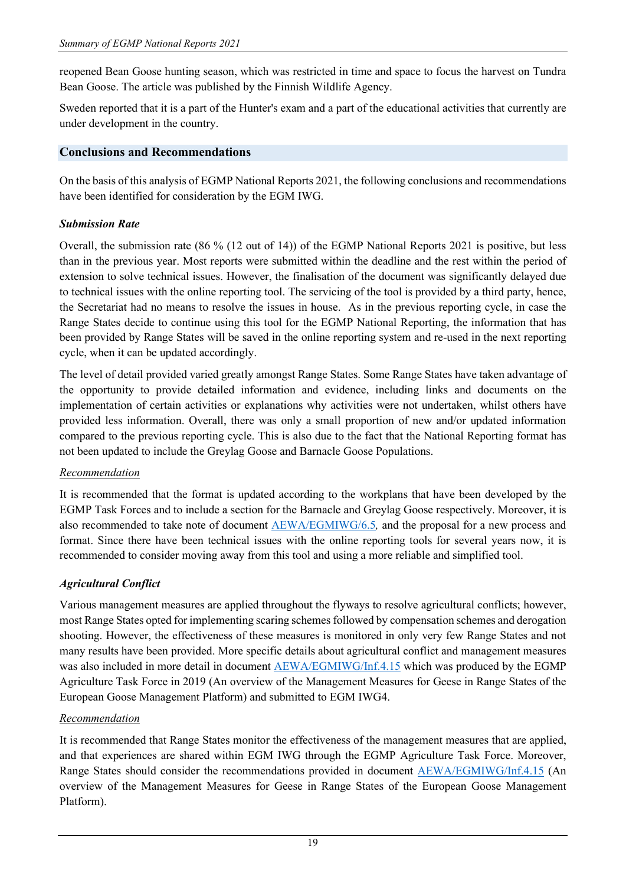reopened Bean Goose hunting season, which was restricted in time and space to focus the harvest on Tundra Bean Goose. The article was published by the Finnish Wildlife Agency.

Sweden reported that it is a part of the Hunter's exam and a part of the educational activities that currently are under development in the country.

## Conclusions and Recommendations

On the basis of this analysis of EGMP National Reports 2021, the following conclusions and recommendations have been identified for consideration by the EGM IWG.

### *Submission Rate*

Overall, the submission rate (86 % (12 out of 14)) of the EGMP National Reports 2021 is positive, but less than in the previous year. Most reports were submitted within the deadline and the rest within the period of extension to solve technical issues. However, the finalisation of the document was significantly delayed due to technical issues with the online reporting tool. The servicing of the tool is provided by a third party, hence, the Secretariat had no means to resolve the issues in house. As in the previous reporting cycle, in case the Range States decide to continue using this tool for the EGMP National Reporting, the information that has been provided by Range States will be saved in the online reporting system and re-used in the next reporting cycle, when it can be updated accordingly.

The level of detail provided varied greatly amongst Range States. Some Range States have taken advantage of the opportunity to provide detailed information and evidence, including links and documents on the implementation of certain activities or explanations why activities were not undertaken, whilst others have provided less information. Overall, there was only a small proportion of new and/or updated information compared to the previous reporting cycle. This is also due to the fact that the National Reporting format has not been updated to include the Greylag Goose and Barnacle Goose Populations.

<u>Recommendation</u>

It is recommended that the format is updated according to the workplans that have been developed by the EGMP Task Forces and to include a section for the Barnacle and Greylag Goose respectively. Moreover, it is also recommended to take note of document AEWA/EGMIWG/6.5*,* and the proposal for a new process and format. Since there have been technical issues with the online reporting tools for several years now, it is recommended to consider moving away from this tool and using a more reliable and simplified tool.

### *Agricultural Conflict*

Various management measures are applied throughout the flyways to resolve agricultural conflicts; however, most Range States opted for implementing scaring schemes followed by compensation schemes and derogation shooting. However, the effectiveness of these measures is monitored in only very few Range States and not many results have been provided. More specific details about agricultural conflict and management measures was also included in more detail in document AEWA/EGMIWG/Inf.4.15 which was produced by the EGMP Agriculture Task Force in 2019 (An overview of the Management Measures for Geese in Range States of the European Goose Management Platform) and submitted to EGM IWG4.

<u>Recommendation</u>

It is recommended that Range States monitor the effectiveness of the management measures that are applied, and that experiences are shared within EGM IWG through the EGMP Agriculture Task Force. Moreover, Range States should consider the recommendations provided in document AEWA/EGMIWG/Inf.4.15 (An overview of the Management Measures for Geese in Range States of the European Goose Management Platform).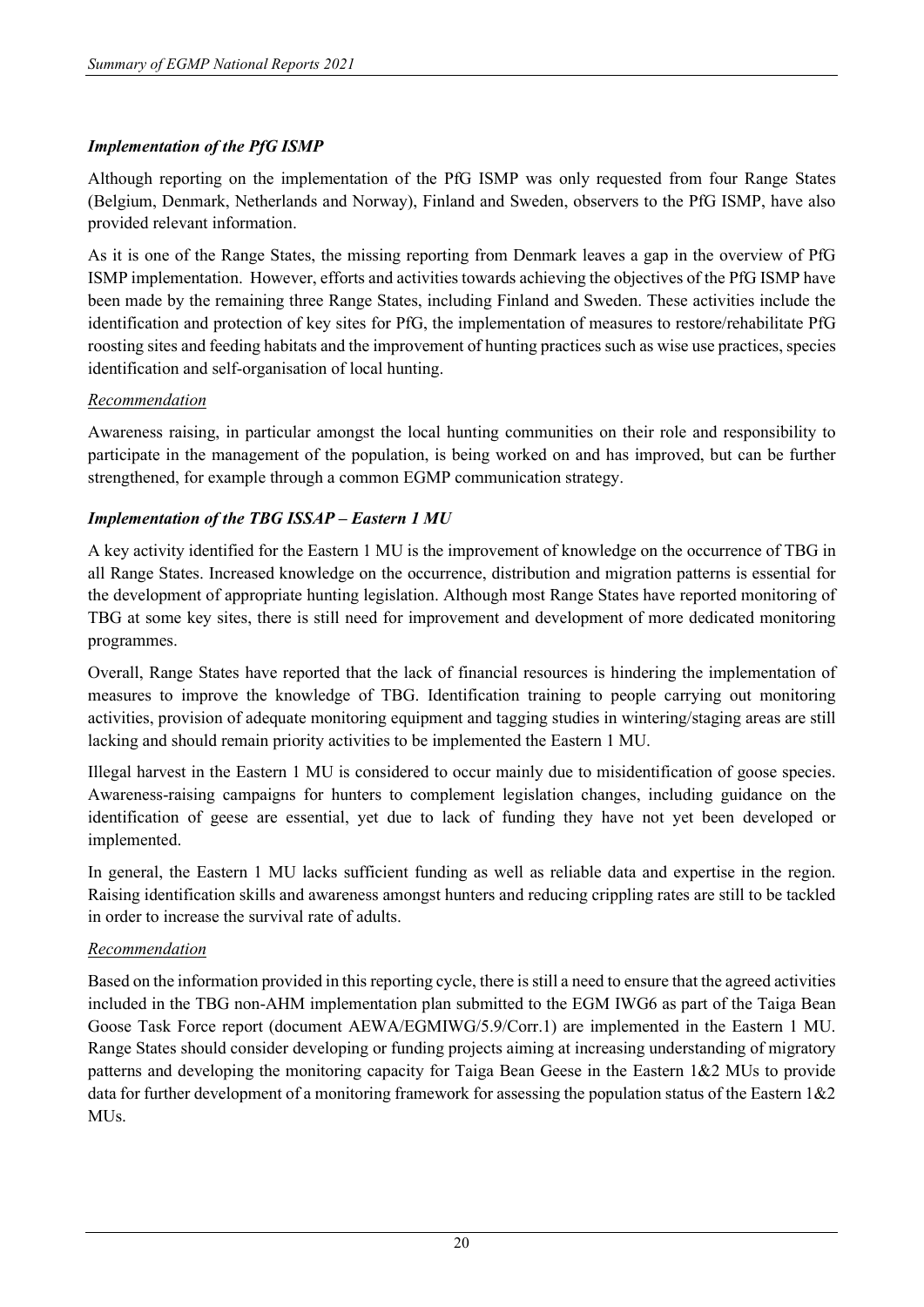### *Implementation of the PfG ISMP*

Although reporting on the implementation of the PfG ISMP was only requested from four Range States (Belgium, Denmark, Netherlands and Norway), Finland and Sweden, observers to the PfG ISMP, have also provided relevant information.

As it is one of the Range States, the missing reporting from Denmark leaves a gap in the overview of PfG ISMP implementation. However, efforts and activities towards achieving the objectives of the PfG ISMP have been made by the remaining three Range States, including Finland and Sweden. These activities include the identification and protection of key sites for PfG, the implementation of measures to restore/rehabilitate PfG roosting sites and feeding habitats and the improvement of hunting practices such as wise use practices, species identification and self-organisation of local hunting.

*Recommendation*

Awareness raising, in particular amongst the local hunting communities on their role and responsibility to participate in the management of the population, is being worked on and has improved, but can be further strengthened, for example through a common EGMP communication strategy.

### *Implementation of the TBG ISSAP – Eastern 1 MU*

A key activity identified for the Eastern 1 MU is the improvement of knowledge on the occurrence of TBG in all Range States. Increased knowledge on the occurrence, distribution and migration patterns is essential for the development of appropriate hunting legislation. Although most Range States have reported monitoring of TBG at some key sites, there is still need for improvement and development of more dedicated monitoring programmes.

Overall, Range States have reported that the lack of financial resources is hindering the implementation of measures to improve the knowledge of TBG. Identification training to people carrying out monitoring activities, provision of adequate monitoring equipment and tagging studies in wintering/staging areas are still lacking and should remain priority activities to be implemented the Eastern 1 MU.

Illegal harvest in the Eastern 1 MU is considered to occur mainly due to misidentification of goose species. Awareness-raising campaigns for hunters to complement legislation changes, including guidance on the identification of geese are essential, yet due to lack of funding they have not yet been developed or implemented.

In general, the Eastern 1 MU lacks sufficient funding as well as reliable data and expertise in the region. Raising identification skills and awareness amongst hunters and reducing crippling rates are still to be tackled in order to increase the survival rate of adults.

*Recommendation*

Based on the information provided in this reporting cycle, there is still a need to ensure that the agreed activities included in the TBG non-AHM implementation plan submitted to the EGM IWG6 as part of the Taiga Bean Goose Task Force report (document AEWA/EGMIWG/5.9/Corr.1) are implemented in the Eastern 1 MU. Range States should consider developing or funding projects aiming at increasing understanding of migratory patterns and developing the monitoring capacity for Taiga Bean Geese in the Eastern 1&2 MUs to provide data for further development of a monitoring framework for assessing the population status of the Eastern 1&2 MUs.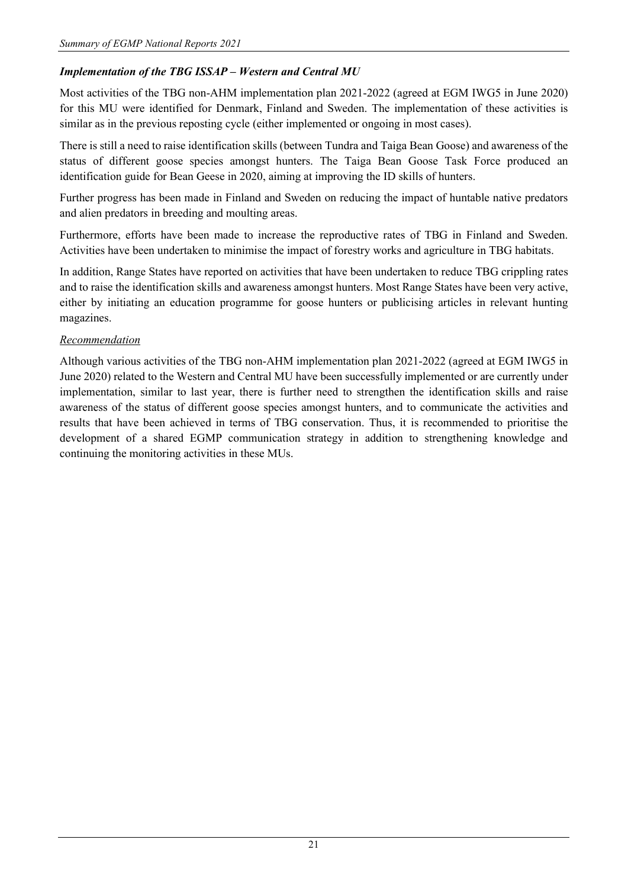### *Implementation of the TBG ISSAP – Western and Central MU*

Most activities of the TBG non-AHM implementation plan 2021-2022 (agreed at EGM IWG5 in June 2020) for this MU were identified for Denmark, Finland and Sweden. The implementation of these activities is similar as in the previous reposting cycle (either implemented or ongoing in most cases).

There is still a need to raise identification skills (between Tundra and Taiga Bean Goose) and awareness of the status of different goose species amongst hunters. The Taiga Bean Goose Task Force produced an identification guide for Bean Geese in 2020, aiming at improving the ID skills of hunters.

Further progress has been made in Finland and Sweden on reducing the impact of huntable native predators and alien predators in breeding and moulting areas.

Furthermore, efforts have been made to increase the reproductive rates of TBG in Finland and Sweden. Activities have been undertaken to minimise the impact of forestry works and agriculture in TBG habitats.

In addition, Range States have reported on activities that have been undertaken to reduce TBG crippling rates and to raise the identification skills and awareness amongst hunters. Most Range States have been very active, either by initiating an education programme for goose hunters or publicising articles in relevant hunting magazines.

<u>Recommendation</u>

Although various activities of the TBG non-AHM implementation plan 2021-2022 (agreed at EGM IWG5 in June 2020) related to the Western and Central MU have been successfully implemented or are currently under implementation, similar to last year, there is further need to strengthen the identification skills and raise awareness of the status of different goose species amongst hunters, and to communicate the activities and results that have been achieved in terms of TBG conservation. Thus, it is recommended to prioritise the development of a shared EGMP communication strategy in addition to strengthening knowledge and continuing the monitoring activities in these MUs.